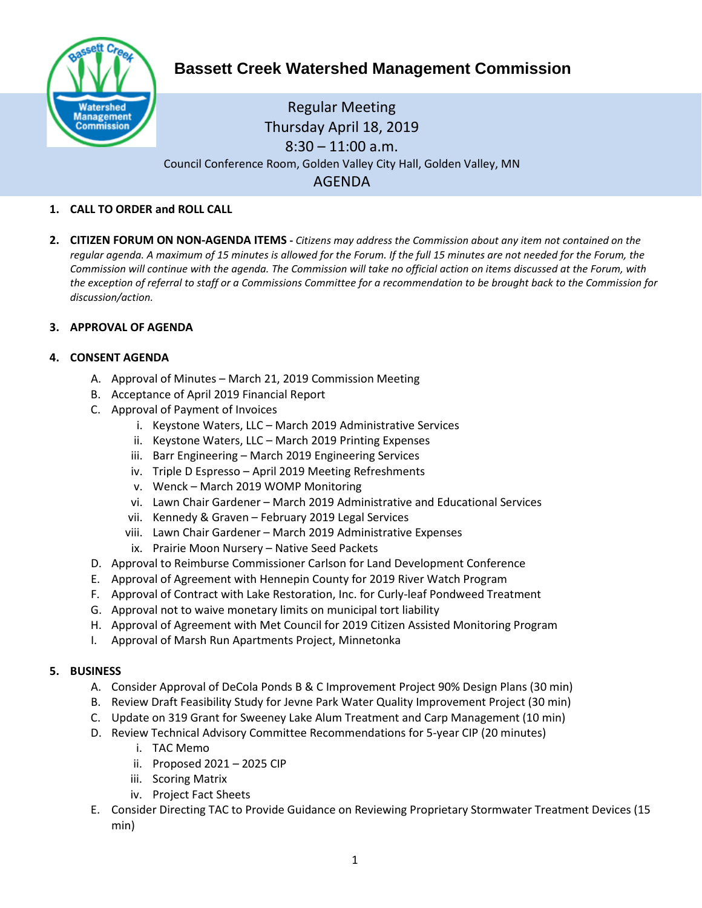# Bassett Creek Watershed Management Commission

Regular Meeting
Thursday April 18, 2019
8:30 – 11:00 a.m.
Council Conference Room, Golden Valley City Hall, Golden Valley, MN
AGENDA

1. **CALL TO ORDER and ROLL CALL**

2. **CITIZEN FORUM ON NON-AGENDA ITEMS -** *Citizens may address the Commission about any item not contained on the regular agenda. A maximum of 15 minutes is allowed for the Forum. If the full 15 minutes are not needed for the Forum, the Commission will continue with the agenda. The Commission will take no official action on items discussed at the Forum, with the exception of referral to staff or a Commissions Committee for a recommendation to be brought back to the Commission for discussion/action.*

3. **APPROVAL OF AGENDA**

4. **CONSENT AGENDA**
   - A. Approval of Minutes – March 21, 2019 Commission Meeting
   - B. Acceptance of April 2019 Financial Report
   - C. Approval of Payment of Invoices
     - i. Keystone Waters, LLC – March 2019 Administrative Services
     - ii. Keystone Waters, LLC – March 2019 Printing Expenses
     - iii. Barr Engineering – March 2019 Engineering Services
     - iv. Triple D Espresso – April 2019 Meeting Refreshments
     - v. Wenck – March 2019 WOMP Monitoring
     - vi. Lawn Chair Gardener – March 2019 Administrative and Educational Services
     - vii. Kennedy & Graven – February 2019 Legal Services
     - viii. Lawn Chair Gardener – March 2019 Administrative Expenses
     - ix. Prairie Moon Nursery – Native Seed Packets
   - D. Approval to Reimburse Commissioner Carlson for Land Development Conference
   - E. Approval of Agreement with Hennepin County for 2019 River Watch Program
   - F. Approval of Contract with Lake Restoration, Inc. for Curly-leaf Pondweed Treatment
   - G. Approval not to waive monetary limits on municipal tort liability
   - H. Approval of Agreement with Met Council for 2019 Citizen Assisted Monitoring Program
   - I. Approval of Marsh Run Apartments Project, Minnetonka

5. **BUSINESS**
   - A. Consider Approval of DeCola Ponds B & C Improvement Project 90% Design Plans (30 min)
   - B. Review Draft Feasibility Study for Jevne Park Water Quality Improvement Project (30 min)
   - C. Update on 319 Grant for Sweeney Lake Alum Treatment and Carp Management (10 min)
   - D. Review Technical Advisory Committee Recommendations for 5-year CIP (20 minutes)
     - i. TAC Memo
     - ii. Proposed 2021 – 2025 CIP
     - iii. Scoring Matrix
     - iv. Project Fact Sheets
   - E. Consider Directing TAC to Provide Guidance on Reviewing Proprietary Stormwater Treatment Devices (15 min)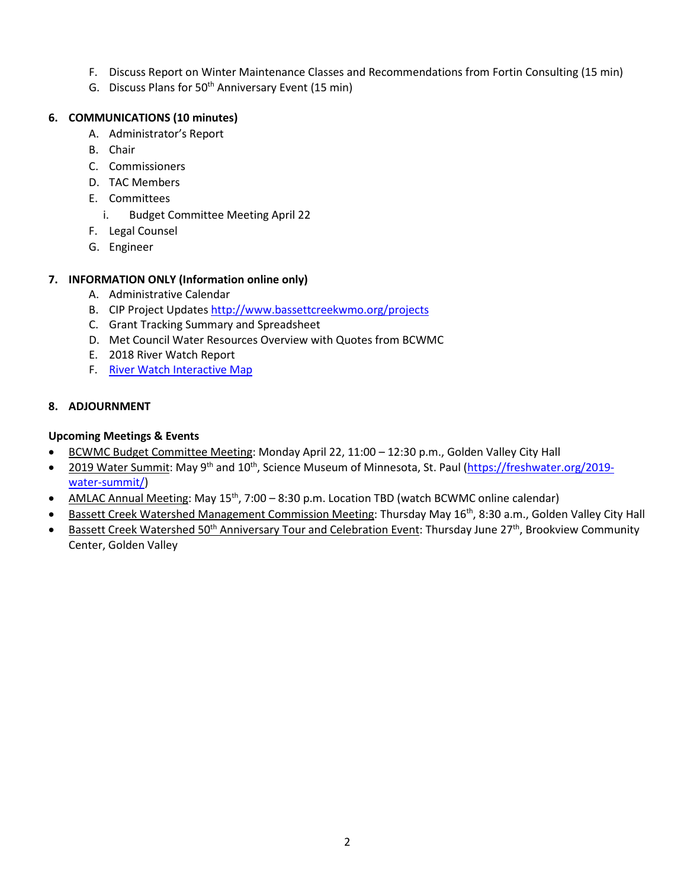F. Discuss Report on Winter Maintenance Classes and Recommendations from Fortin Consulting (15 min)
G. Discuss Plans for 50th Anniversary Event (15 min)

**6. COMMUNICATIONS (10 minutes)**

A. Administrator's Report
B. Chair
C. Commissioners
D. TAC Members
E. Committees
   i. Budget Committee Meeting April 22
F. Legal Counsel
G. Engineer

**7. INFORMATION ONLY (Information online only)**

A. Administrative Calendar
B. CIP Project Updates [http://www.bassettcreekwmo.org/projects](http://www.bassettcreekwmo.org/projects)
C. Grant Tracking Summary and Spreadsheet
D. Met Council Water Resources Overview with Quotes from BCWMC
E. 2018 River Watch Report
F. River Watch Interactive Map

**8. ADJOURNMENT**

**Upcoming Meetings & Events**

- BCWMC Budget Committee Meeting: Monday April 22, 11:00 – 12:30 p.m., Golden Valley City Hall
- 2019 Water Summit: May 9th and 10th, Science Museum of Minnesota, St. Paul ([https://freshwater.org/2019-water-summit/](https://freshwater.org/2019-water-summit/))
- AMLAC Annual Meeting: May 15th, 7:00 – 8:30 p.m. Location TBD (watch BCWMC online calendar)
- Bassett Creek Watershed Management Commission Meeting: Thursday May 16th, 8:30 a.m., Golden Valley City Hall
- Bassett Creek Watershed 50th Anniversary Tour and Celebration Event: Thursday June 27th, Brookview Community Center, Golden Valley